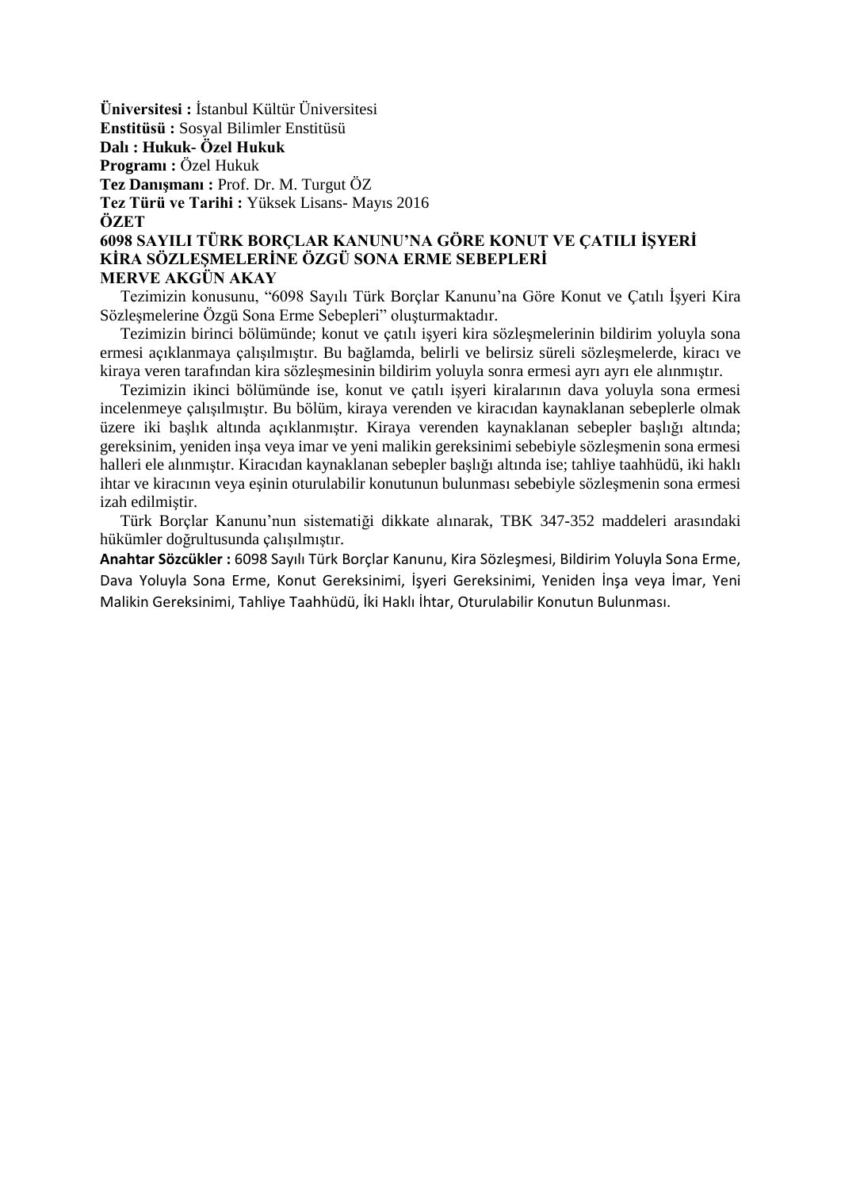**Üniversitesi :** İstanbul Kültür Üniversitesi
**Enstitüsü :** Sosyal Bilimler Enstitüsü
**Dalı : Hukuk- Özel Hukuk**
**Programı :** Özel Hukuk
**Tez Danışmanı :** Prof. Dr. M. Turgut ÖZ
**Tez Türü ve Tarihi :** Yüksek Lisans- Mayıs 2016

**ÖZET**

**6098 SAYILI TÜRK BORÇLAR KANUNU'NA GÖRE KONUT VE ÇATILI İŞYERİ KİRA SÖZLEŞMELERİNE ÖZGÜ SONA ERME SEBEPLERİ**

**MERVE AKGÜN AKAY**

Tezimizin konusunu, "6098 Sayılı Türk Borçlar Kanunu'na Göre Konut ve Çatılı İşyeri Kira Sözleşmelerine Özgü Sona Erme Sebepleri" oluşturmaktadır.

Tezimizin birinci bölümünde; konut ve çatılı işyeri kira sözleşmelerinin bildirim yoluyla sona ermesi açıklanmaya çalışılmıştır. Bu bağlamda, belirli ve belirsiz süreli sözleşmelerde, kiracı ve kiraya veren tarafından kira sözleşmesinin bildirim yoluyla sonra ermesi ayrı ayrı ele alınmıştır.

Tezimizin ikinci bölümünde ise, konut ve çatılı işyeri kiralarının dava yoluyla sona ermesi incelenmeye çalışılmıştır. Bu bölüm, kiraya verenden ve kiracıdan kaynaklanan sebeplerle olmak üzere iki başlık altında açıklanmıştır. Kiraya verenden kaynaklanan sebepler başlığı altında; gereksinim, yeniden inşa veya imar ve yeni malikin gereksinimi sebebiyle sözleşmenin sona ermesi halleri ele alınmıştır. Kiracıdan kaynaklanan sebepler başlığı altında ise; tahliye taahhüdü, iki haklı ihtar ve kiracının veya eşinin oturulabilir konutunun bulunması sebebiyle sözleşmenin sona ermesi izah edilmiştir.

Türk Borçlar Kanunu'nun sistematiği dikkate alınarak, TBK 347-352 maddeleri arasındaki hükümler doğrultusunda çalışılmıştır.

**Anahtar Sözcükler :** 6098 Sayılı Türk Borçlar Kanunu, Kira Sözleşmesi, Bildirim Yoluyla Sona Erme, Dava Yoluyla Sona Erme, Konut Gereksinimi, İşyeri Gereksinimi, Yeniden İnşa veya İmar, Yeni Malikin Gereksinimi, Tahliye Taahhüdü, İki Haklı İhtar, Oturulabilir Konutun Bulunması.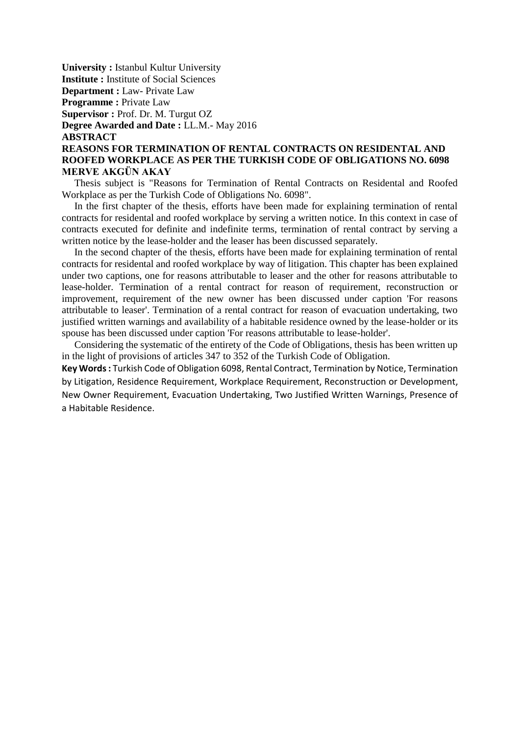**University :** Istanbul Kultur University
**Institute :** Institute of Social Sciences
**Department :** Law- Private Law
**Programme :** Private Law
**Supervisor :** Prof. Dr. M. Turgut OZ
**Degree Awarded and Date :** LL.M.- May 2016

**ABSTRACT**

**REASONS FOR TERMINATION OF RENTAL CONTRACTS ON RESIDENTAL AND ROOFED WORKPLACE AS PER THE TURKISH CODE OF OBLIGATIONS NO. 6098**

**MERVE AKGÜN AKAY**

Thesis subject is "Reasons for Termination of Rental Contracts on Residental and Roofed Workplace as per the Turkish Code of Obligations No. 6098".

In the first chapter of the thesis, efforts have been made for explaining termination of rental contracts for residental and roofed workplace by serving a written notice. In this context in case of contracts executed for definite and indefinite terms, termination of rental contract by serving a written notice by the lease-holder and the leaser has been discussed separately.

In the second chapter of the thesis, efforts have been made for explaining termination of rental contracts for residental and roofed workplace by way of litigation. This chapter has been explained under two captions, one for reasons attributable to leaser and the other for reasons attributable to lease-holder. Termination of a rental contract for reason of requirement, reconstruction or improvement, requirement of the new owner has been discussed under caption 'For reasons attributable to leaser'. Termination of a rental contract for reason of evacuation undertaking, two justified written warnings and availability of a habitable residence owned by the lease-holder or its spouse has been discussed under caption 'For reasons attributable to lease-holder'.

Considering the systematic of the entirety of the Code of Obligations, thesis has been written up in the light of provisions of articles 347 to 352 of the Turkish Code of Obligation.

**Key Words :** Turkish Code of Obligation 6098, Rental Contract, Termination by Notice, Termination by Litigation, Residence Requirement, Workplace Requirement, Reconstruction or Development, New Owner Requirement, Evacuation Undertaking, Two Justified Written Warnings, Presence of a Habitable Residence.